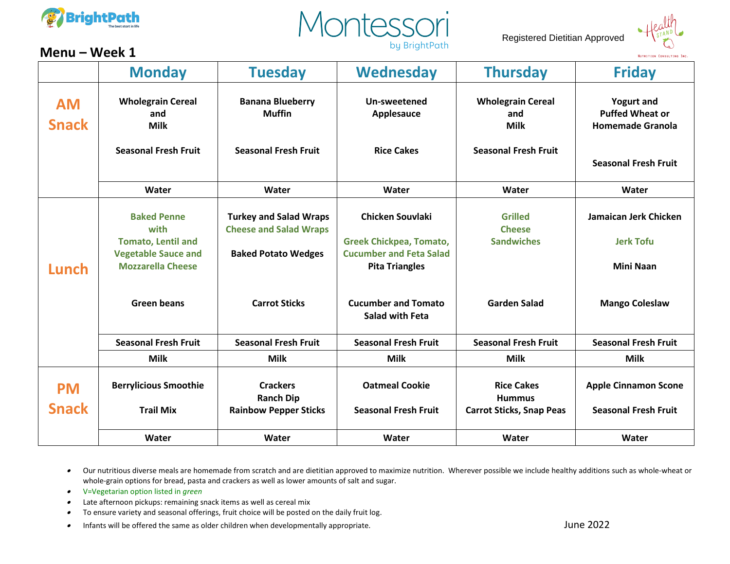BrightPath

Montessori by BrightPath

Registered Dietitian Approved

Health Stand Nutrition Consulting Inc.

## Menu – Week 1

| | Monday | Tuesday | Wednesday | Thursday | Friday |
|---|---|---|---|---|---|
| **AM Snack** | **Wholegrain Cereal and Milk**<br><br>**Seasonal Fresh Fruit** | **Banana Blueberry Muffin**<br><br>**Seasonal Fresh Fruit** | **Un-sweetened Applesauce**<br><br>**Rice Cakes** | **Wholegrain Cereal and Milk**<br><br>**Seasonal Fresh Fruit** | **Yogurt and Puffed Wheat or Homemade Granola**<br><br>**Seasonal Fresh Fruit** |
| | **Water** | **Water** | **Water** | **Water** | **Water** |
| **Lunch** | **Baked Penne with Tomato, Lentil and Vegetable Sauce and Mozzarella Cheese**<br><br>**Green beans** | **Turkey and Salad Wraps**<br>**Cheese and Salad Wraps**<br><br>**Baked Potato Wedges**<br><br>**Carrot Sticks** | **Chicken Souvlaki**<br><br>**Greek Chickpea, Tomato, Cucumber and Feta Salad**<br>**Pita Triangles**<br><br>**Cucumber and Tomato Salad with Feta** | **Grilled Cheese Sandwiches**<br><br>**Garden Salad** | **Jamaican Jerk Chicken**<br><br>**Jerk Tofu**<br><br>**Mini Naan**<br><br>**Mango Coleslaw** |
| | **Seasonal Fresh Fruit** | **Seasonal Fresh Fruit** | **Seasonal Fresh Fruit** | **Seasonal Fresh Fruit** | **Seasonal Fresh Fruit** |
| | **Milk** | **Milk** | **Milk** | **Milk** | **Milk** |
| **PM Snack** | **Berrylicious Smoothie**<br><br>**Trail Mix** | **Crackers**<br>**Ranch Dip**<br>**Rainbow Pepper Sticks** | **Oatmeal Cookie**<br><br>**Seasonal Fresh Fruit** | **Rice Cakes**<br>**Hummus**<br>**Carrot Sticks, Snap Peas** | **Apple Cinnamon Scone**<br><br>**Seasonal Fresh Fruit** |
| | **Water** | **Water** | **Water** | **Water** | **Water** |

- Our nutritious diverse meals are homemade from scratch and are dietitian approved to maximize nutrition. Wherever possible we include healthy additions such as whole-wheat or whole-grain options for bread, pasta and crackers as well as lower amounts of salt and sugar.
- V=Vegetarian option listed in *green*
- Late afternoon pickups: remaining snack items as well as cereal mix
- To ensure variety and seasonal offerings, fruit choice will be posted on the daily fruit log.
- Infants will be offered the same as older children when developmentally appropriate.

June 2022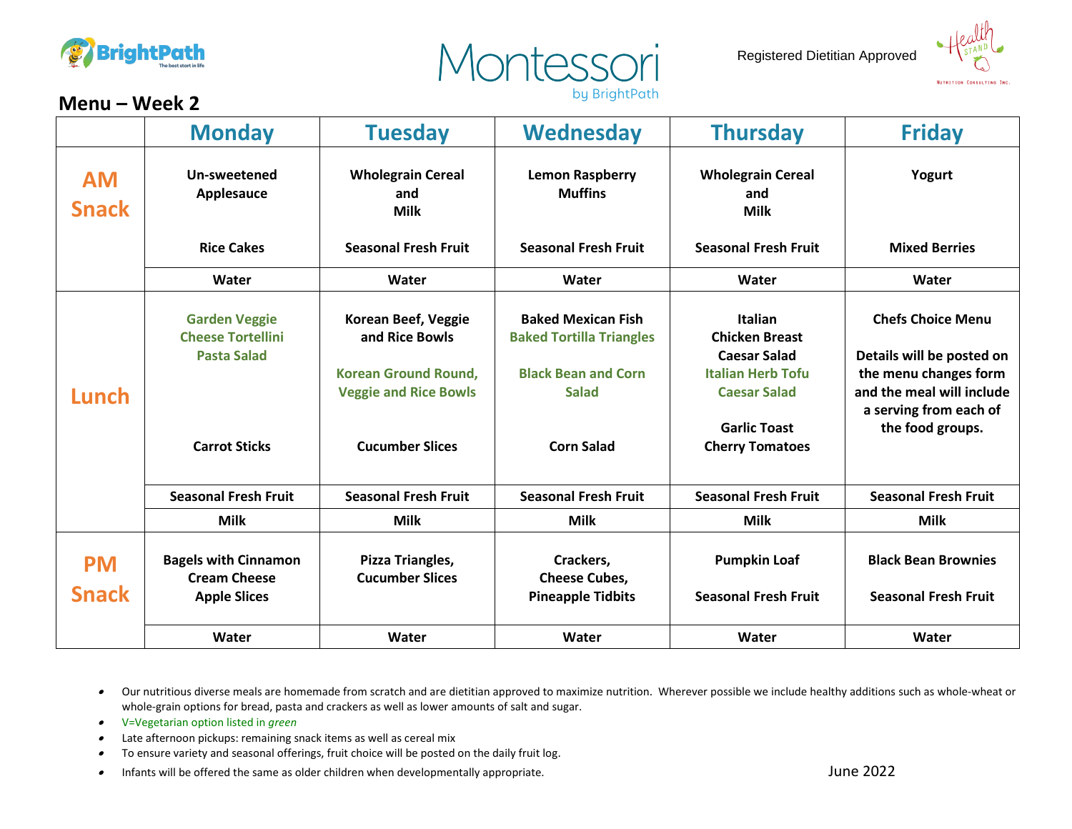Registered Dietitian Approved

## Menu – Week 2

| | Monday | Tuesday | Wednesday | Thursday | Friday |
|---|---|---|---|---|---|
| **AM Snack** | **Un-sweetened Applesauce**<br><br>**Rice Cakes** | **Wholegrain Cereal and Milk**<br><br>**Seasonal Fresh Fruit** | **Lemon Raspberry Muffins**<br><br>**Seasonal Fresh Fruit** | **Wholegrain Cereal and Milk**<br><br>**Seasonal Fresh Fruit** | **Yogurt**<br><br>**Mixed Berries** |
| | **Water** | **Water** | **Water** | **Water** | **Water** |
| **Lunch** | *Garden Veggie Cheese Tortellini Pasta Salad*<br><br>**Carrot Sticks** | **Korean Beef, Veggie and Rice Bowls**<br><br>*Korean Ground Round, Veggie and Rice Bowls*<br><br>**Cucumber Slices** | **Baked Mexican Fish**<br>*Baked Tortilla Triangles*<br><br>*Black Bean and Corn Salad*<br><br>**Corn Salad** | **Italian Chicken Breast Caesar Salad**<br>*Italian Herb Tofu Caesar Salad*<br><br>**Garlic Toast**<br>**Cherry Tomatoes** | **Chefs Choice Menu**<br><br>**Details will be posted on the menu changes form and the meal will include a serving from each of the food groups.** |
| | **Seasonal Fresh Fruit** | **Seasonal Fresh Fruit** | **Seasonal Fresh Fruit** | **Seasonal Fresh Fruit** | **Seasonal Fresh Fruit** |
| | **Milk** | **Milk** | **Milk** | **Milk** | **Milk** |
| **PM Snack** | **Bagels with Cinnamon Cream Cheese**<br>**Apple Slices** | **Pizza Triangles, Cucumber Slices** | **Crackers, Cheese Cubes, Pineapple Tidbits** | **Pumpkin Loaf**<br><br>**Seasonal Fresh Fruit** | **Black Bean Brownies**<br><br>**Seasonal Fresh Fruit** |
| | **Water** | **Water** | **Water** | **Water** | **Water** |

- Our nutritious diverse meals are homemade from scratch and are dietitian approved to maximize nutrition. Wherever possible we include healthy additions such as whole-wheat or whole-grain options for bread, pasta and crackers as well as lower amounts of salt and sugar.
- V=Vegetarian option listed in *green*
- Late afternoon pickups: remaining snack items as well as cereal mix
- To ensure variety and seasonal offerings, fruit choice will be posted on the daily fruit log.
- Infants will be offered the same as older children when developmentally appropriate.

June 2022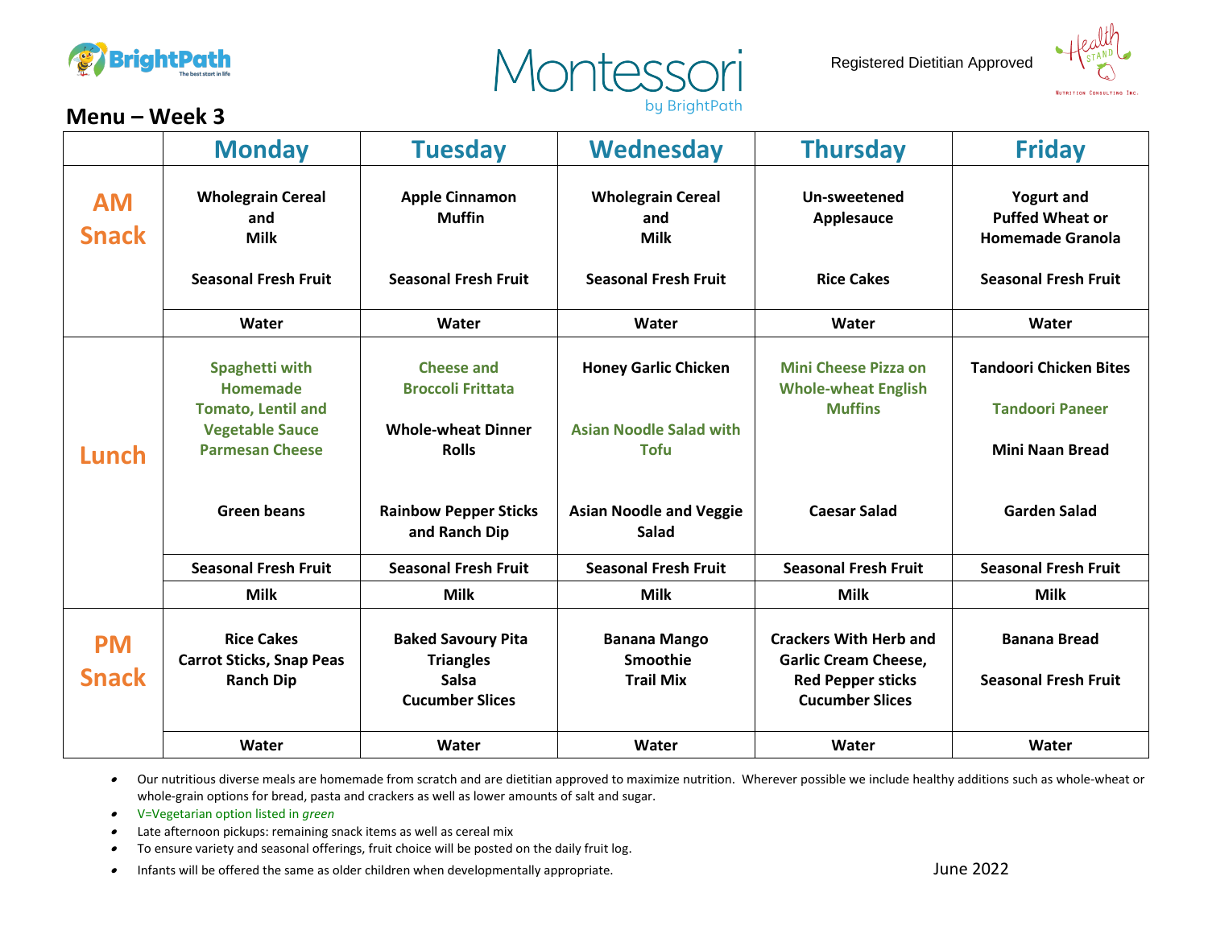Registered Dietitian Approved

## Menu – Week 3

| | Monday | Tuesday | Wednesday | Thursday | Friday |
|---|---|---|---|---|---|
| **AM Snack** | Wholegrain Cereal and Milk<br><br>Seasonal Fresh Fruit | Apple Cinnamon Muffin<br><br>Seasonal Fresh Fruit | Wholegrain Cereal and Milk<br><br>Seasonal Fresh Fruit | Un-sweetened Applesauce<br><br>Rice Cakes | Yogurt and Puffed Wheat or Homemade Granola<br><br>Seasonal Fresh Fruit |
| | Water | Water | Water | Water | Water |
| **Lunch** | Spaghetti with Homemade Tomato, Lentil and Vegetable Sauce Parmesan Cheese<br><br>Green beans | Cheese and Broccoli Frittata<br><br>Whole-wheat Dinner Rolls<br><br>Rainbow Pepper Sticks and Ranch Dip | Honey Garlic Chicken<br><br>Asian Noodle Salad with Tofu<br><br>Asian Noodle and Veggie Salad | Mini Cheese Pizza on Whole-wheat English Muffins<br><br>Caesar Salad | Tandoori Chicken Bites<br><br>Tandoori Paneer<br><br>Mini Naan Bread<br><br>Garden Salad |
| | Seasonal Fresh Fruit | Seasonal Fresh Fruit | Seasonal Fresh Fruit | Seasonal Fresh Fruit | Seasonal Fresh Fruit |
| | Milk | Milk | Milk | Milk | Milk |
| **PM Snack** | Rice Cakes<br>Carrot Sticks, Snap Peas<br>Ranch Dip | Baked Savoury Pita Triangles<br>Salsa<br>Cucumber Slices | Banana Mango Smoothie<br>Trail Mix | Crackers With Herb and Garlic Cream Cheese,<br>Red Pepper sticks<br>Cucumber Slices | Banana Bread<br><br>Seasonal Fresh Fruit |
| | Water | Water | Water | Water | Water |

- Our nutritious diverse meals are homemade from scratch and are dietitian approved to maximize nutrition. Wherever possible we include healthy additions such as whole-wheat or whole-grain options for bread, pasta and crackers as well as lower amounts of salt and sugar.
- V=Vegetarian option listed in *green*
- Late afternoon pickups: remaining snack items as well as cereal mix
- To ensure variety and seasonal offerings, fruit choice will be posted on the daily fruit log.
- Infants will be offered the same as older children when developmentally appropriate.

June 2022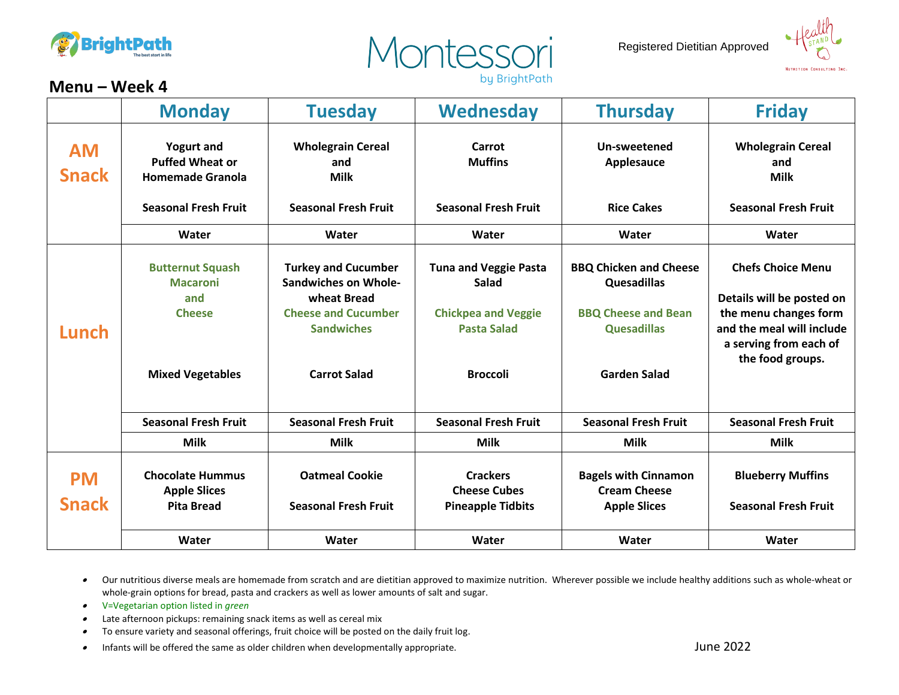BrightPath

Montessori by BrightPath

Registered Dietitian Approved

## Menu – Week 4

| | Monday | Tuesday | Wednesday | Thursday | Friday |
|---|---|---|---|---|---|
| AM Snack | Yogurt and Puffed Wheat or Homemade Granola<br><br>Seasonal Fresh Fruit | Wholegrain Cereal and Milk<br><br>Seasonal Fresh Fruit | Carrot Muffins<br><br>Seasonal Fresh Fruit | Un-sweetened Applesauce<br><br>Rice Cakes | Wholegrain Cereal and Milk<br><br>Seasonal Fresh Fruit |
| | Water | Water | Water | Water | Water |
| Lunch | *Butternut Squash Macaroni and Cheese*<br><br>Mixed Vegetables | Turkey and Cucumber Sandwiches on Whole-wheat Bread<br>*Cheese and Cucumber Sandwiches*<br><br>Carrot Salad | Tuna and Veggie Pasta Salad<br><br>*Chickpea and Veggie Pasta Salad*<br><br>Broccoli | BBQ Chicken and Cheese Quesadillas<br><br>*BBQ Cheese and Bean Quesadillas*<br><br>Garden Salad | Chefs Choice Menu<br><br>Details will be posted on the menu changes form and the meal will include a serving from each of the food groups. |
| | Seasonal Fresh Fruit | Seasonal Fresh Fruit | Seasonal Fresh Fruit | Seasonal Fresh Fruit | Seasonal Fresh Fruit |
| | Milk | Milk | Milk | Milk | Milk |
| PM Snack | Chocolate Hummus<br>Apple Slices<br>Pita Bread | Oatmeal Cookie<br><br>Seasonal Fresh Fruit | Crackers<br>Cheese Cubes<br>Pineapple Tidbits | Bagels with Cinnamon Cream Cheese<br>Apple Slices | Blueberry Muffins<br><br>Seasonal Fresh Fruit |
| | Water | Water | Water | Water | Water |

- Our nutritious diverse meals are homemade from scratch and are dietitian approved to maximize nutrition. Wherever possible we include healthy additions such as whole-wheat or whole-grain options for bread, pasta and crackers as well as lower amounts of salt and sugar.
- V=Vegetarian option listed in *green*
- Late afternoon pickups: remaining snack items as well as cereal mix
- To ensure variety and seasonal offerings, fruit choice will be posted on the daily fruit log.
- Infants will be offered the same as older children when developmentally appropriate.

June 2022